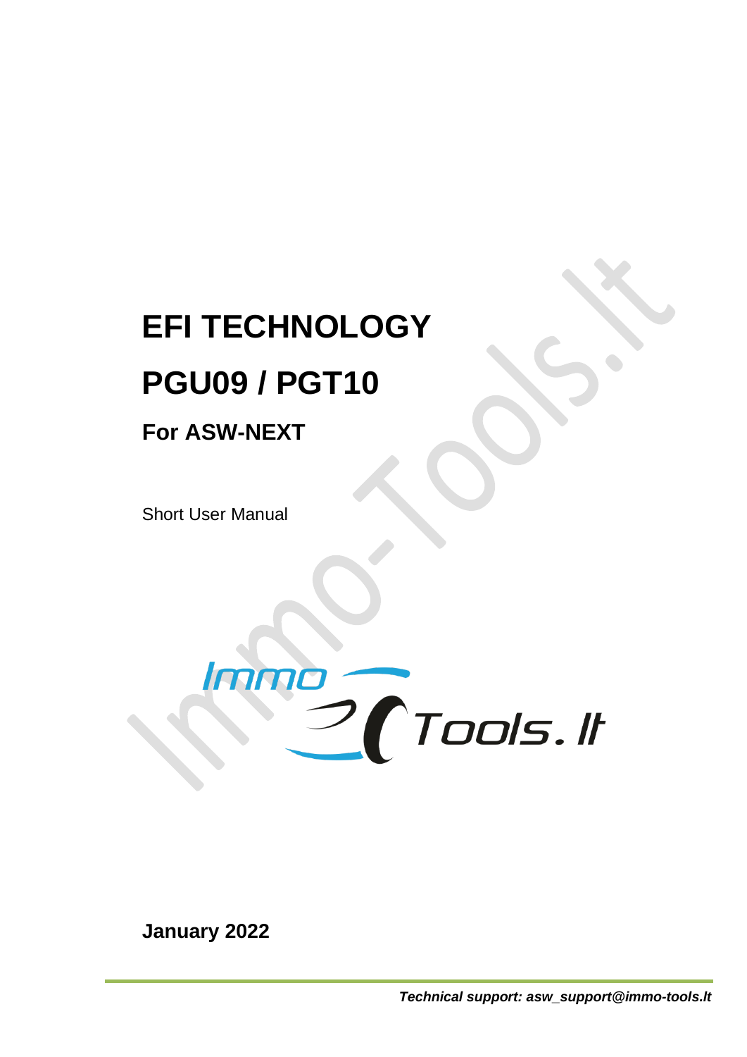# EFI TECHNOLOGY

# PGU09 / PGT10

## For ASW-NEXT

Short User Manual

**January 2022**

***Technical support: asw_support@immo-tools.lt***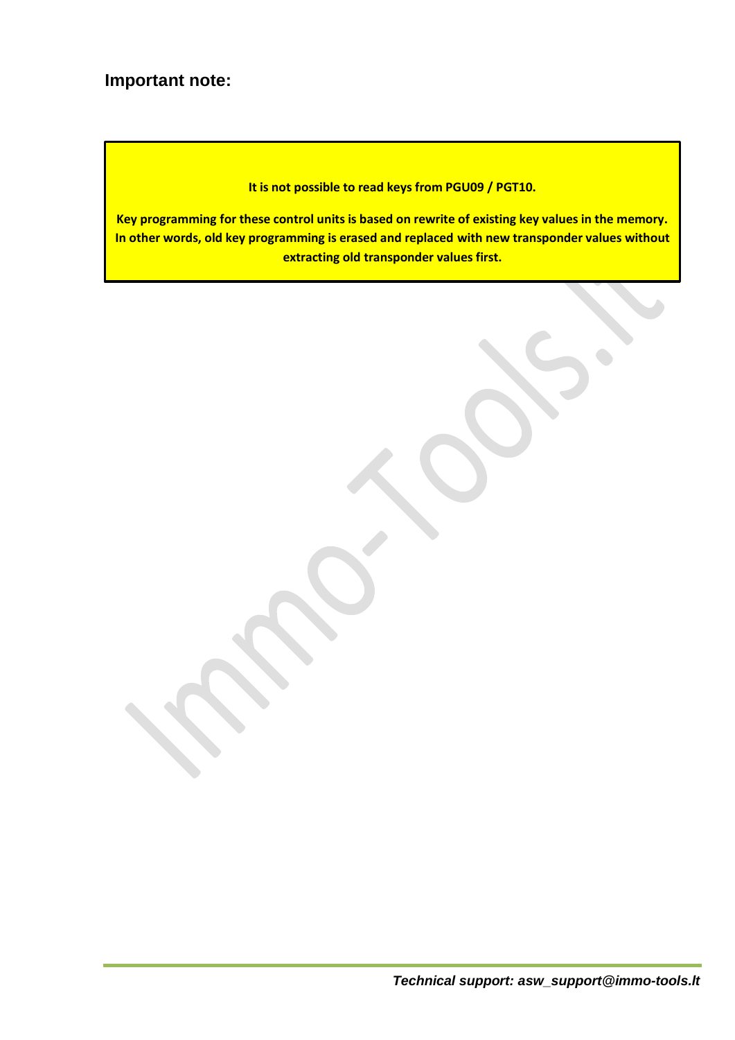## Important note:

**It is not possible to read keys from PGU09 / PGT10.**

**Key programming for these control units is based on rewrite of existing key values in the memory. In other words, old key programming is erased and replaced with new transponder values without extracting old transponder values first.**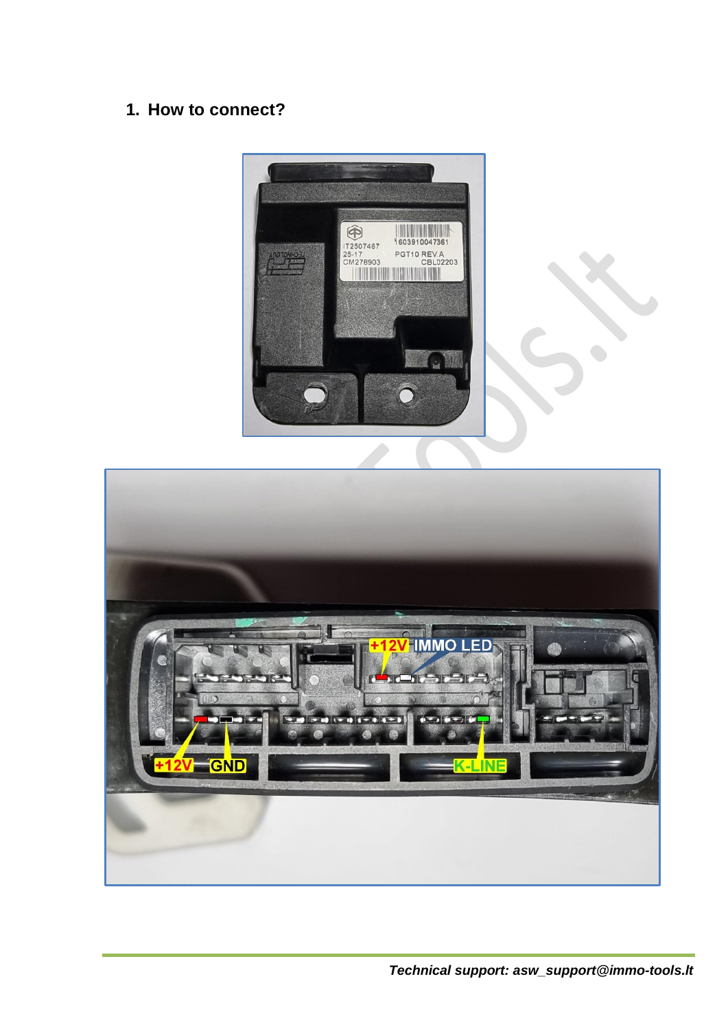1. **How to connect?**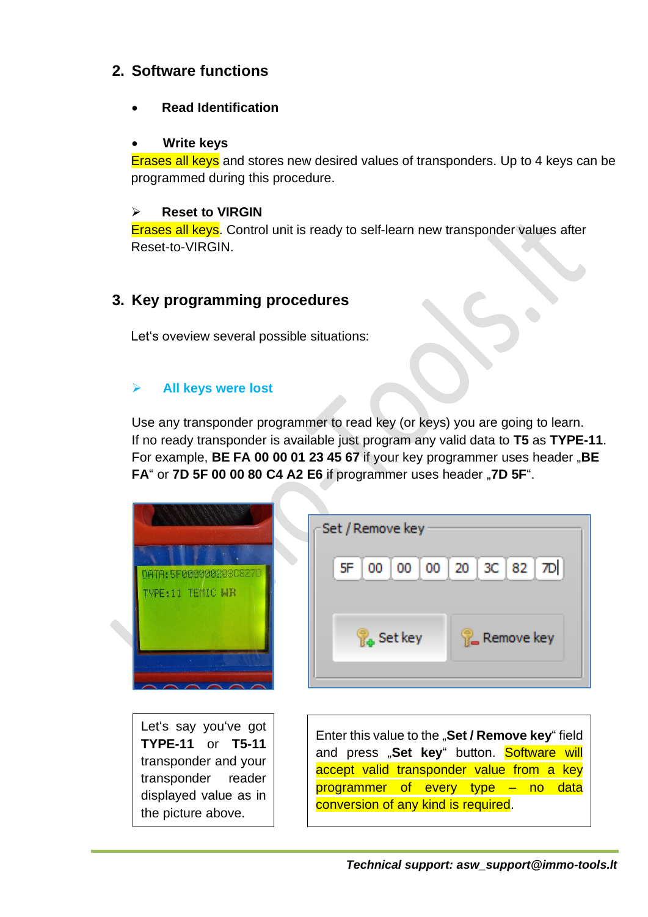## 2. Software functions

- **Read Identification**

- **Write keys**

Erases all keys and stores new desired values of transponders. Up to 4 keys can be programmed during this procedure.

- **Reset to VIRGIN**

Erases all keys. Control unit is ready to self-learn new transponder values after Reset-to-VIRGIN.

## 3. Key programming procedures

Let's oveview several possible situations:

### All keys were lost

Use any transponder programmer to read key (or keys) you are going to learn.
If no ready transponder is available just program any valid data to **T5** as **TYPE-11**.
For example, **BE FA 00 00 01 23 45 67** if your key programmer uses header „**BE FA**" or **7D 5F 00 00 80 C4 A2 E6** if programmer uses header „**7D 5F**".

| Let's say you've got **TYPE-11** or **T5-11** transponder and your transponder reader displayed value as in the picture above. | Enter this value to the „**Set / Remove key**" field and press „**Set key**" button. Software will accept valid transponder value from a key programmer of every type – no data conversion of any kind is required. |
|---|---|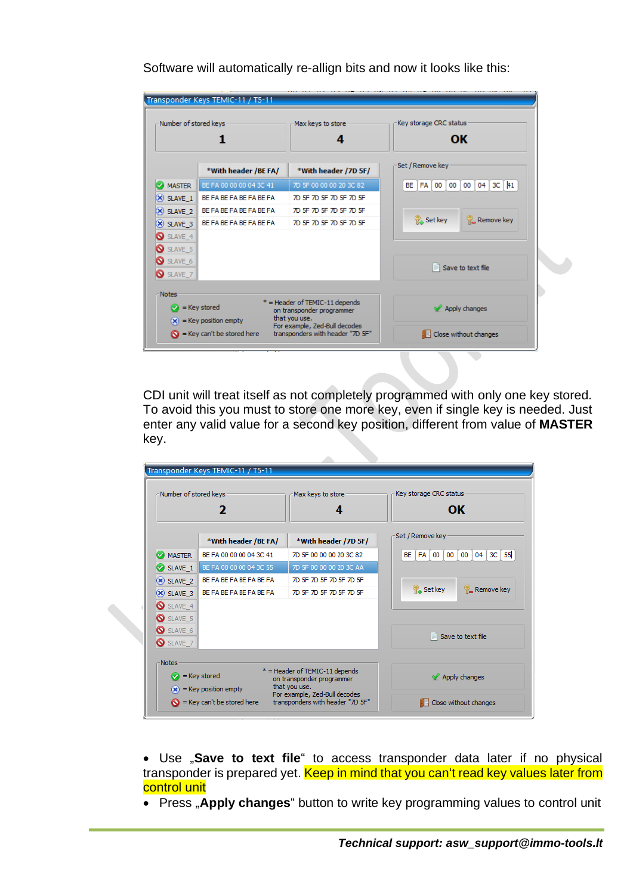Software will automatically re-allign bits and now it looks like this:

CDI unit will treat itself as not completely programmed with only one key stored. To avoid this you must to store one more key, even if single key is needed. Just enter any valid value for a second key position, different from value of **MASTER** key.

- Use „**Save to text file**“ to access transponder data later if no physical transponder is prepared yet. Keep in mind that you can't read key values later from control unit
- Press „**Apply changes**“ button to write key programming values to control unit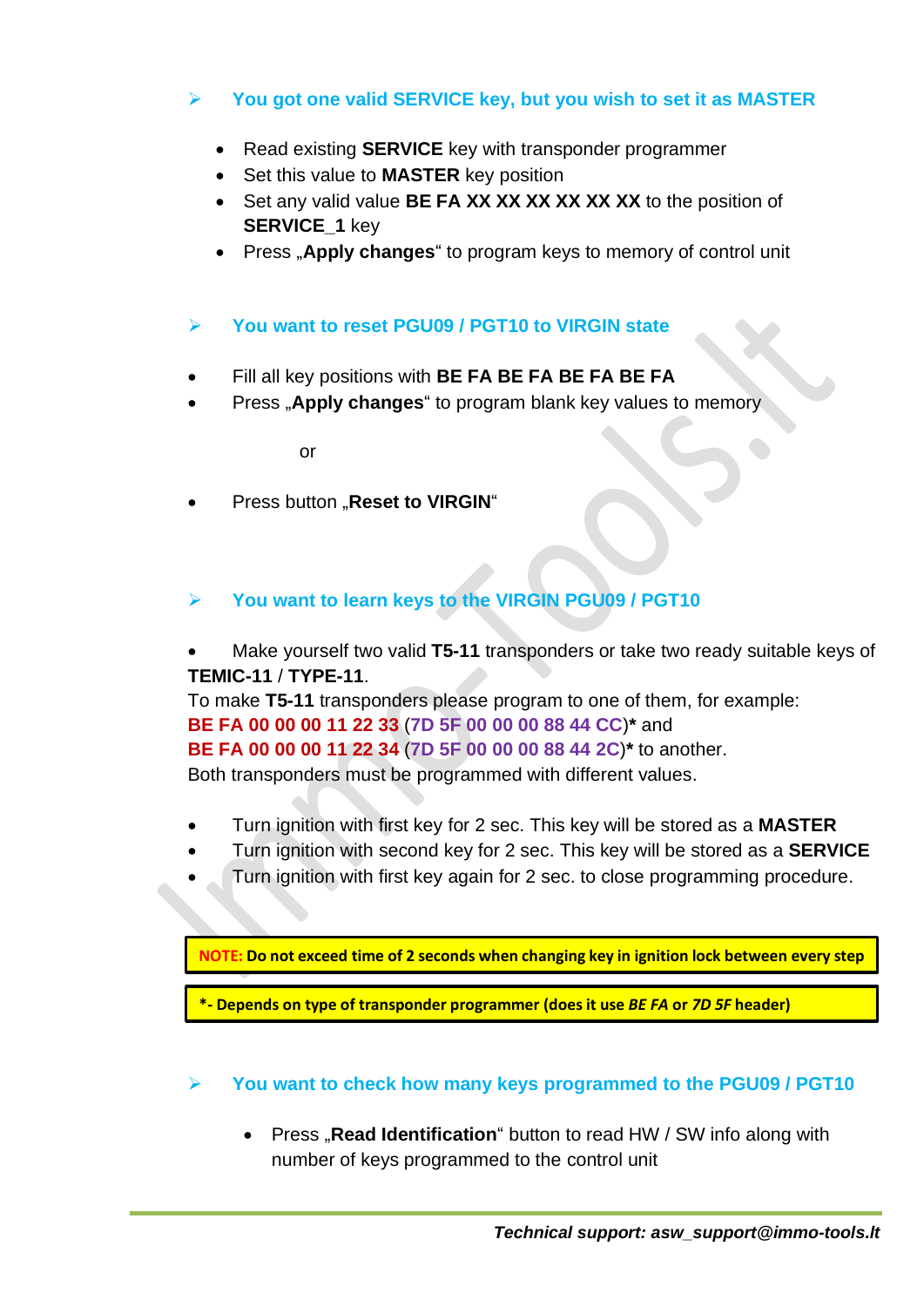## ➢ You got one valid SERVICE key, but you wish to set it as MASTER

- Read existing **SERVICE** key with transponder programmer
- Set this value to **MASTER** key position
- Set any valid value **BE FA XX XX XX XX XX XX** to the position of **SERVICE_1** key
- Press „**Apply changes**" to program keys to memory of control unit

## ➢ You want to reset PGU09 / PGT10 to VIRGIN state

- Fill all key positions with **BE FA BE FA BE FA BE FA**
- Press „**Apply changes**" to program blank key values to memory

or

- Press button „**Reset to VIRGIN**"

## ➢ You want to learn keys to the VIRGIN PGU09 / PGT10

- Make yourself two valid **T5-11** transponders or take two ready suitable keys of **TEMIC-11** / **TYPE-11**.

To make **T5-11** transponders please program to one of them, for example:
**BE FA 00 00 00 11 22 33** (**7D 5F 00 00 00 88 44 CC**)**\*** and
**BE FA 00 00 00 11 22 34** (**7D 5F 00 00 00 88 44 2C**)**\*** to another.
Both transponders must be programmed with different values.

- Turn ignition with first key for 2 sec. This key will be stored as a **MASTER**
- Turn ignition with second key for 2 sec. This key will be stored as a **SERVICE**
- Turn ignition with first key again for 2 sec. to close programming procedure.

**NOTE: Do not exceed time of 2 seconds when changing key in ignition lock between every step**

**\*- Depends on type of transponder programmer (does it use *BE FA* or *7D 5F* header)**

## ➢ You want to check how many keys programmed to the PGU09 / PGT10

- Press „**Read Identification**" button to read HW / SW info along with number of keys programmed to the control unit